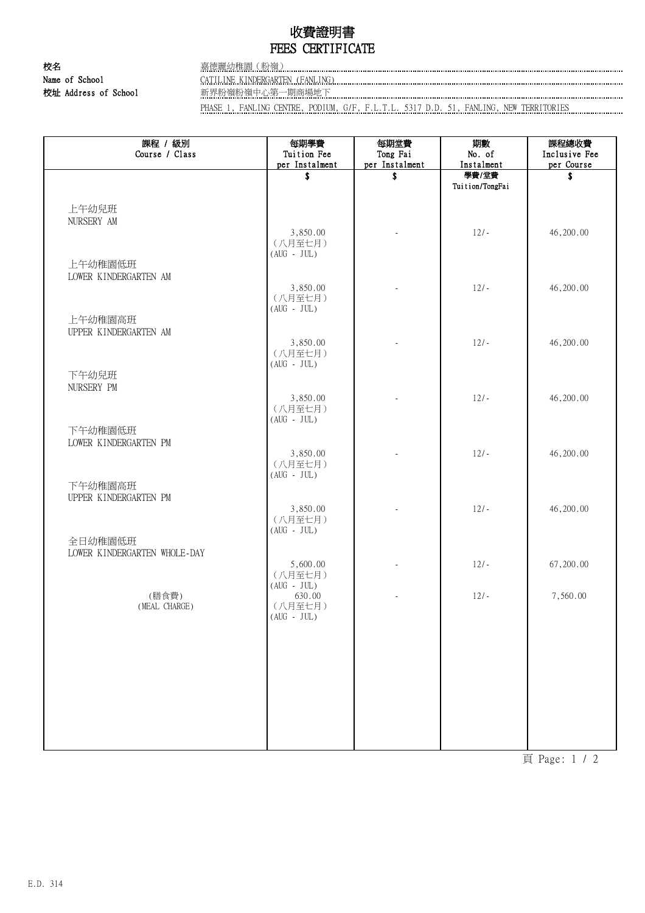# 收費證明書
# FEES CERTIFICATE

校名 Name of School: 嘉德麗幼稚園（粉嶺） CATILINE KINDERGARTEN (FANLING)

校址 Address of School: 新界粉嶺粉嶺中心第一期商場地下 PHASE 1, FANLING CENTRE, PODIUM, G/F, F.L.T.L. 5317 D.D. 51, FANLING, NEW TERRITORIES

| 課程 / 級別 Course / Class | 每期學費 Tuition Fee per Instalment | 每期堂費 Tong Fai per Instalment | 期數 No. of Instalment | 課程總收費 Inclusive Fee per Course |
|---|---|---|---|---|
| | $ | $ | 學費/堂費 Tuition/TongFai | $ |
| 上午幼兒班 NURSERY AM | 3,850.00 (八月至七月) (AUG - JUL) | - | 12/- | 46,200.00 |
| 上午幼稚園低班 LOWER KINDERGARTEN AM | 3,850.00 (八月至七月) (AUG - JUL) | - | 12/- | 46,200.00 |
| 上午幼稚園高班 UPPER KINDERGARTEN AM | 3,850.00 (八月至七月) (AUG - JUL) | - | 12/- | 46,200.00 |
| 下午幼兒班 NURSERY PM | 3,850.00 (八月至七月) (AUG - JUL) | - | 12/- | 46,200.00 |
| 下午幼稚園低班 LOWER KINDERGARTEN PM | 3,850.00 (八月至七月) (AUG - JUL) | - | 12/- | 46,200.00 |
| 下午幼稚園高班 UPPER KINDERGARTEN PM | 3,850.00 (八月至七月) (AUG - JUL) | - | 12/- | 46,200.00 |
| 全日幼稚園低班 LOWER KINDERGARTEN WHOLE-DAY | 5,600.00 (八月至七月) (AUG - JUL) | - | 12/- | 67,200.00 |
| (膳食費) (MEAL CHARGE) | 630.00 (八月至七月) (AUG - JUL) | - | 12/- | 7,560.00 |

E.D. 314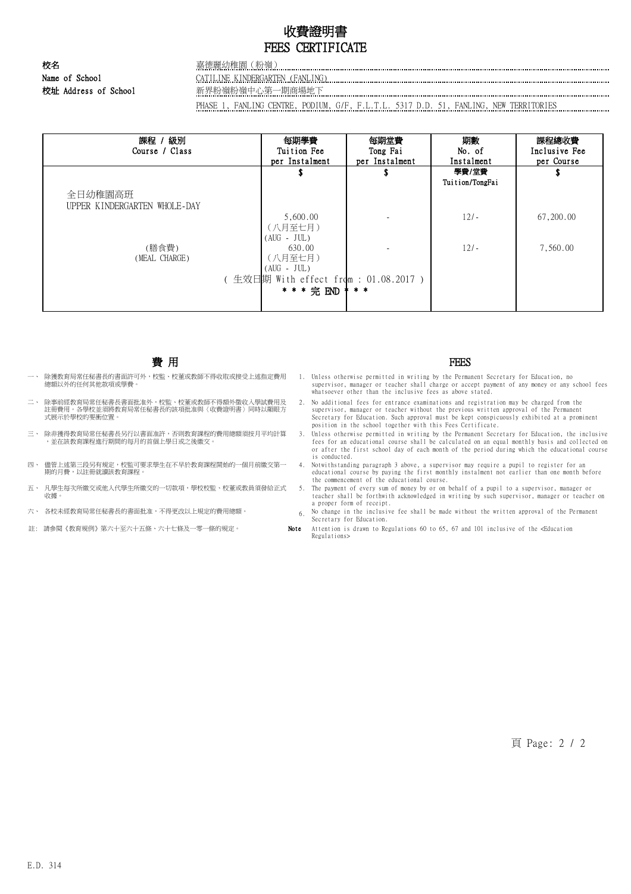# 收費證明書
# FEES CERTIFICATE

**校名** 嘉德麗幼稚園（粉嶺）
**Name of School** CATILINE KINDERGARTEN (FANLING)
**校址 Address of School** 新界粉嶺粉嶺中心第一期商場地下
PHASE 1, FANLING CENTRE, PODIUM, G/F, F.L.T.L. 5317 D.D. 51, FANLING, NEW TERRITORIES

| 課程 / 級別 Course / Class | 每期學費 Tuition Fee per Instalment | 每期堂費 Tong Fai per Instalment | 期數 No. of Instalment | 課程總收費 Inclusive Fee per Course |
|---|---|---|---|---|
| | $ | $ | 學費/堂費 Tuition/TongFai | $ |
| 全日幼稚園高班 UPPER KINDERGARTEN WHOLE-DAY | | | | |
| | 5,600.00 (八月至七月) (AUG - JUL) | - | 12/- | 67,200.00 |
| (膳食費) (MEAL CHARGE) | 630.00 (八月至七月) (AUG - JUL) | - | 12/- | 7,560.00 |
| ( 生效日期 With effect from : 01.08.2017 ) | | | | |
| * * * 完 END * * * | | | | |

## 費用

一、 除獲教育局常任秘書長的書面許可外，校監、校董或教師不得收取或接受上述指定費用總額以外的任何其他款項或學費。

二、 除事前經教育局常任秘書長書面批准外，校監、校董或教師不得額外徵收入學試費用及註冊費用。各學校並須將教育局常任秘書長的該項批准與〈收費證明書〉同時以顯眼方式展示於學校的要衝位置。

三、 除非獲得教育局常任秘書長另行以書面准許，否則教育課程的費用總額須按月平均計算，並在該教育課程進行期間的每月的首個上學日或之後繳交。

四、 儘管上述第三段另有規定，校監可要求學生在不早於教育課程開始的一個月前繳交第一期的月費，以註冊就讀該教育課程。

五、 凡學生每次所繳交或他人代學生所繳交的一切款項，學校校監、校董或教員須發給正式收據。

六、 各校未經教育局常任秘書長的書面批准，不得更改以上規定的費用總額。

註: 請參閱《教育規例》第六十至六十五條、六十七條及一零一條的規定。

## FEES

1. Unless otherwise permitted in writing by the Permanent Secretary for Education, no supervisor, manager or teacher shall charge or accept payment of any money or any school fees whatsoever other than the inclusive fees as above stated.
2. No additional fees for entrance examinations and registration may be charged from the supervisor, manager or teacher without the previous written approval of the Permanent Secretary for Education. Such approval must be kept conspicuously exhibited at a prominent position in the school together with this Fees Certificate.
3. Unless otherwise permitted in writing by the Permanent Secretary for Education, the inclusive fees for an educational course shall be calculated on an equal monthly basis and collected on or after the first school day of each month of the period during which the educational course is conducted.
4. Notwithstanding paragraph 3 above, a supervisor may require a pupil to register for an educational course by paying the first monthly instalment not earlier than one month before the commencement of the educational course.
5. The payment of every sum of money by or on behalf of a pupil to a supervisor, manager or teacher shall be forthwith acknowledged in writing by such supervisor, manager or teacher on a proper form of receipt.
6. No change in the inclusive fee shall be made without the written approval of the Permanent Secretary for Education.

**Note** Attention is drawn to Regulations 60 to 65, 67 and 101 inclusive of the <Education Regulations>

E.D. 314